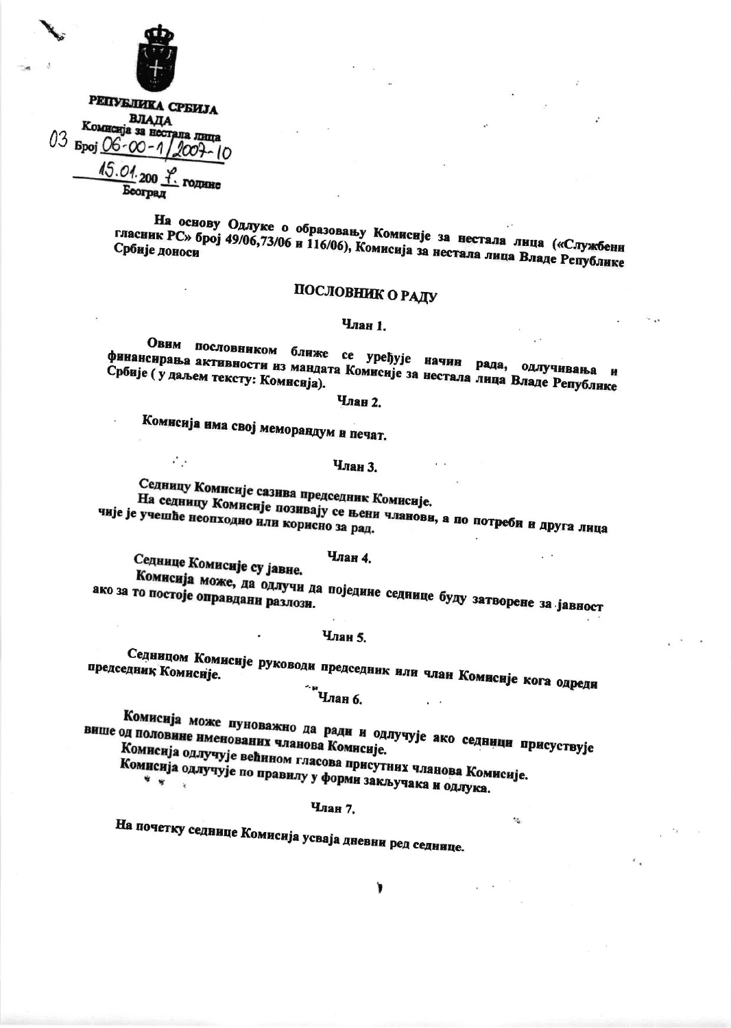РЕПУБЛИКА СРБИЈА
ВЛАДА
Комисија за нестала лица
03 Број 06-00-1/2007-10
15.01.2007. године
Београд

На основу Одлуке о образовању Комисије за нестала лица («Службени гласник РС» број 49/06,73/06 и 116/06), Комисија за нестала лица Владе Републике Србије доноси

## ПОСЛОВНИК О РАДУ

### Члан 1.

Овим пословником ближе се уређује начин рада, одлучивања и финансирања активности из мандата Комисије за нестала лица Владе Републике Србије ( у даљем тексту: Комисија).

### Члан 2.

Комисија има свој меморандум и печат.

### Члан 3.

Седницу Комисије сазива председник Комисије.

На седницу Комисије позивају се њени чланови, а по потреби и друга лица чије је учешће неопходно или корисно за рад.

### Члан 4.

Седнице Комисије су јавне.

Комисија може, да одлучи да поједине седнице буду затворене за јавност ако за то постоје оправдани разлози.

### Члан 5.

Седницом Комисије руководи председник или члан Комисије кога одреди председник Комисије.

### Члан 6.

Комисија може пуноважно да ради и одлучује ако седници присуствује више од половине именованих чланова Комисије.

Комисија одлучује већином гласова присутних чланова Комисије.

Комисија одлучује по правилу у форми закључака и одлука.

### Члан 7.

На почетку седнице Комисија усваја дневни ред седнице.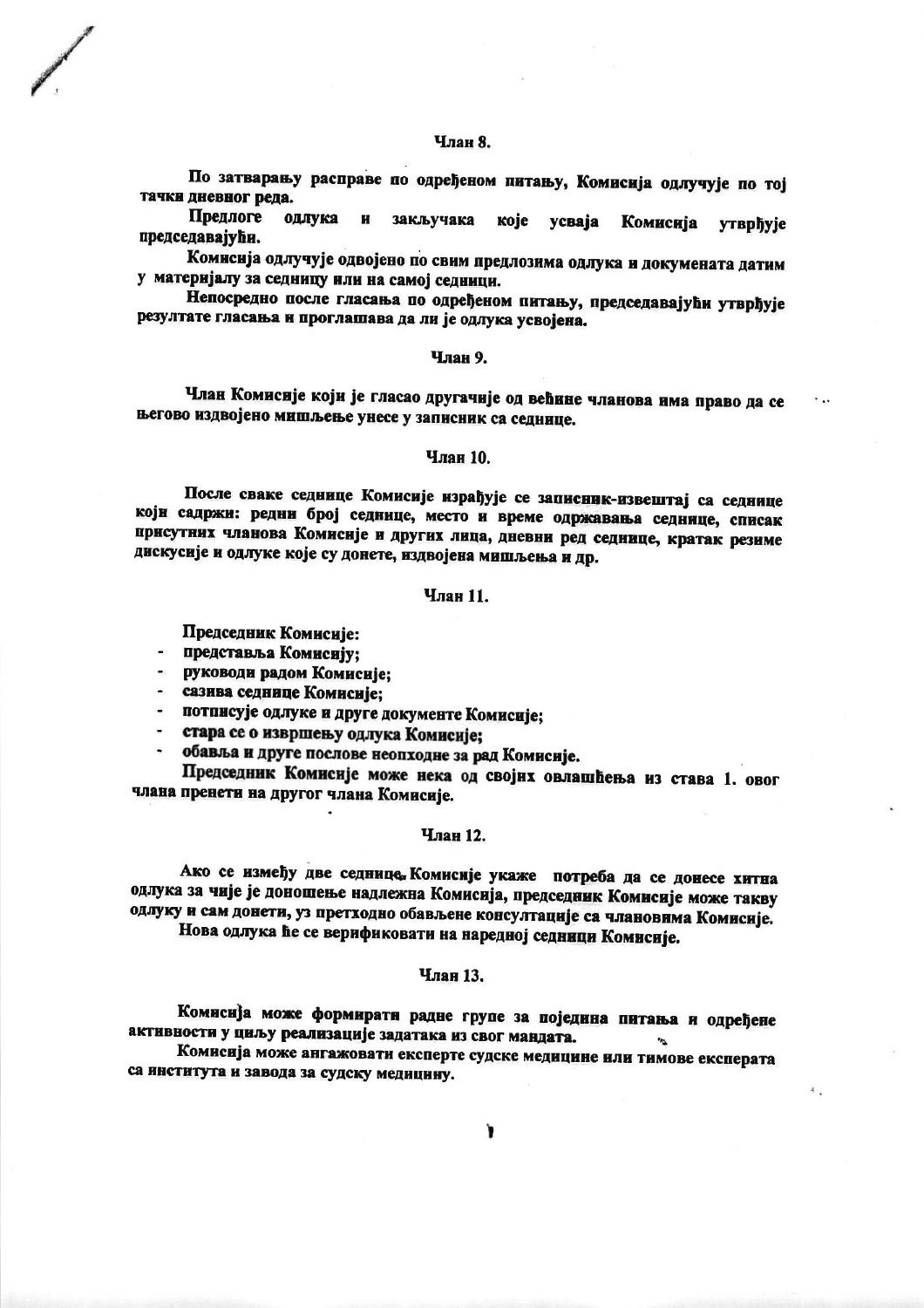### Члан 8.

По затварању расправе по одређеном питању, Комисија одлучује по тој тачки дневног реда.

Предлоге одлука и закључака које усваја Комисија утврђује председавајући.

Комисија одлучује одвојено по свим предлозима одлука и докумената датим у материјалу за седницу или на самој седници.

Непосредно после гласања по одређеном питању, председавајући утврђује резултате гласања и проглашава да ли је одлука усвојена.

### Члан 9.

Члан Комисије који је гласао другачије од већине чланова има право да се његово издвојено мишљење унесе у записник са седнице.

### Члан 10.

После сваке седнице Комисије израђује се записник-извештај са седнице који садржи: редни број седнице, место и време одржавања седнице, списак присутних чланова Комисије и других лица, дневни ред седнице, кратак резиме дискусије и одлуке које су донете, издвојена мишљења и др.

### Члан 11.

Председник Комисије:

- представља Комисију;
- руководи радом Комисије;
- сазива седнице Комисије;
- потписује одлуке и друге документе Комисије;
- стара се о извршењу одлука Комисије;
- обавља и друге послове неопходне за рад Комисије.

Председник Комисије може нека од својих овлашћења из става 1. овог члана пренети на другог члана Комисије.

### Члан 12.

Ако се између две седнице Комисије укаже потреба да се донесе хитна одлука за чије је доношење надлежна Комисија, председник Комисије може такву одлуку и сам донети, уз претходно обављене консултације са члановима Комисије.

Нова одлука ће се верификовати на наредној седници Комисије.

### Члан 13.

Комисија може формирати радне групе за поједина питања и одређене активности у циљу реализације задатака из свог мандата.

Комисија може ангажовати експерте судске медицине или тимове експерата са института и завода за судску медицину.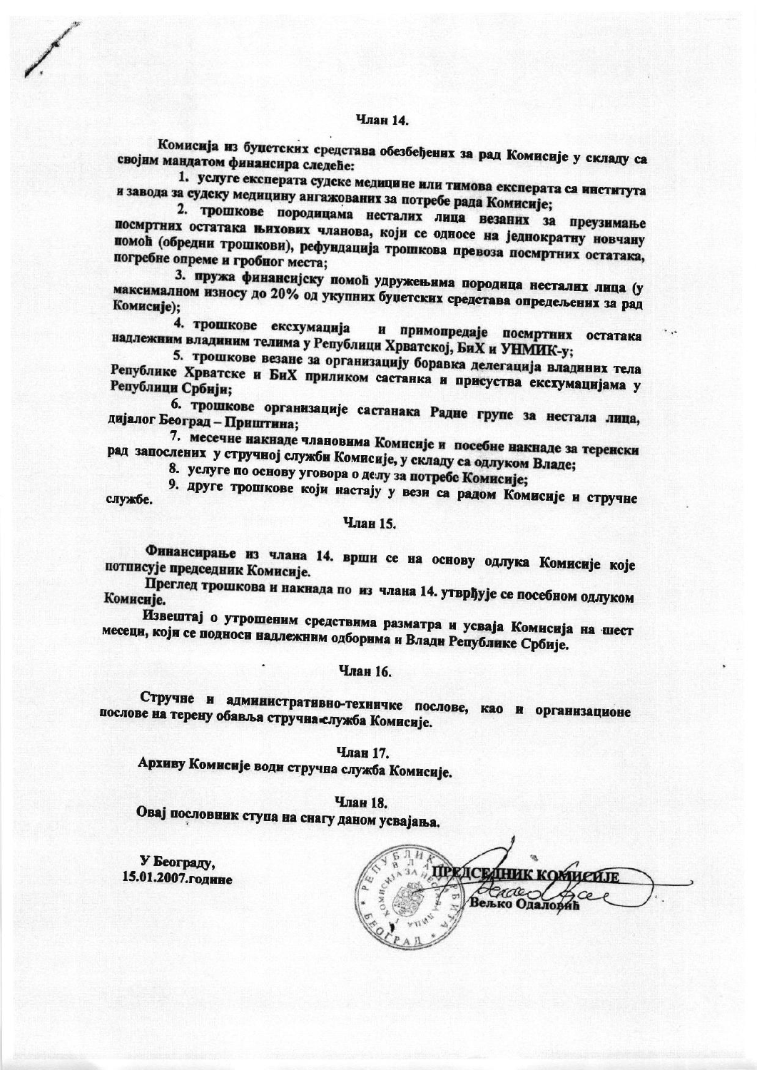**Члан 14.**

Комисија из буџетских средстава обезбеђених за рад Комисије у складу са својим мандатом финансира следеће:

1. услуге експерата судске медицине или тимова експерата са института и завода за судеку медицину ангажованих за потребе рада Комисије;
2. трошкове породицама несталих лица везаних за преузимање посмртних остатака њихових чланова, који се односе на једнократну новчану помоћ (обредни трошкови), рефундација трошкова превоза посмртних остатака, погребне опреме и гробног места;
3. пружа финансијску помоћ удружењима породица несталих лица (у максималном износу до 20% од укупних буџетских средстава опредељених за рад Комисије);
4. трошкове ексхумација и примопредаје посмртних остатака надлежним владиним телима у Републици Хрватској, БиХ и УНМИК-у;
5. трошкове везане за организацију боравка делегација владиних тела Републике Хрватске и БиХ приликом састанка и присуства ексхумацијама у Републици Србији;
6. трошкове организације састанака Радне групе за нестала лица, дијалог Београд – Приштина;
7. месечне накнаде члановима Комисије и посебне накнаде за теренски рад запослених у стручној служби Комисије, у складу са одлуком Владе;
8. услуге по основу уговора о делу за потребе Комисије;
9. друге трошкове који настају у вези са радом Комисије и стручне службе.

**Члан 15.**

Финансирање из члана 14. врши се на основу одлука Комисије које потписује председник Комисије.

Преглед трошкова и накнада по из члана 14. утврђује се посебном одлуком Комисије.

Извештај о утрошеним средствима разматра и усваја Комисија на шест месеци, који се подноси надлежним одборима и Влади Републике Србије.

**Члан 16.**

Стручне и административно-техничке послове, као и организационе послове на терену обавља стручна служба Комисије.

**Члан 17.**

Архиву Комисије води стручна служба Комисије.

**Члан 18.**

Овај пословник ступа на снагу даном усвајања.

У Београду,
15.01.2007.године

ПРЕДСЕДНИК КОМИСИЈЕ
Вељко Одаловић